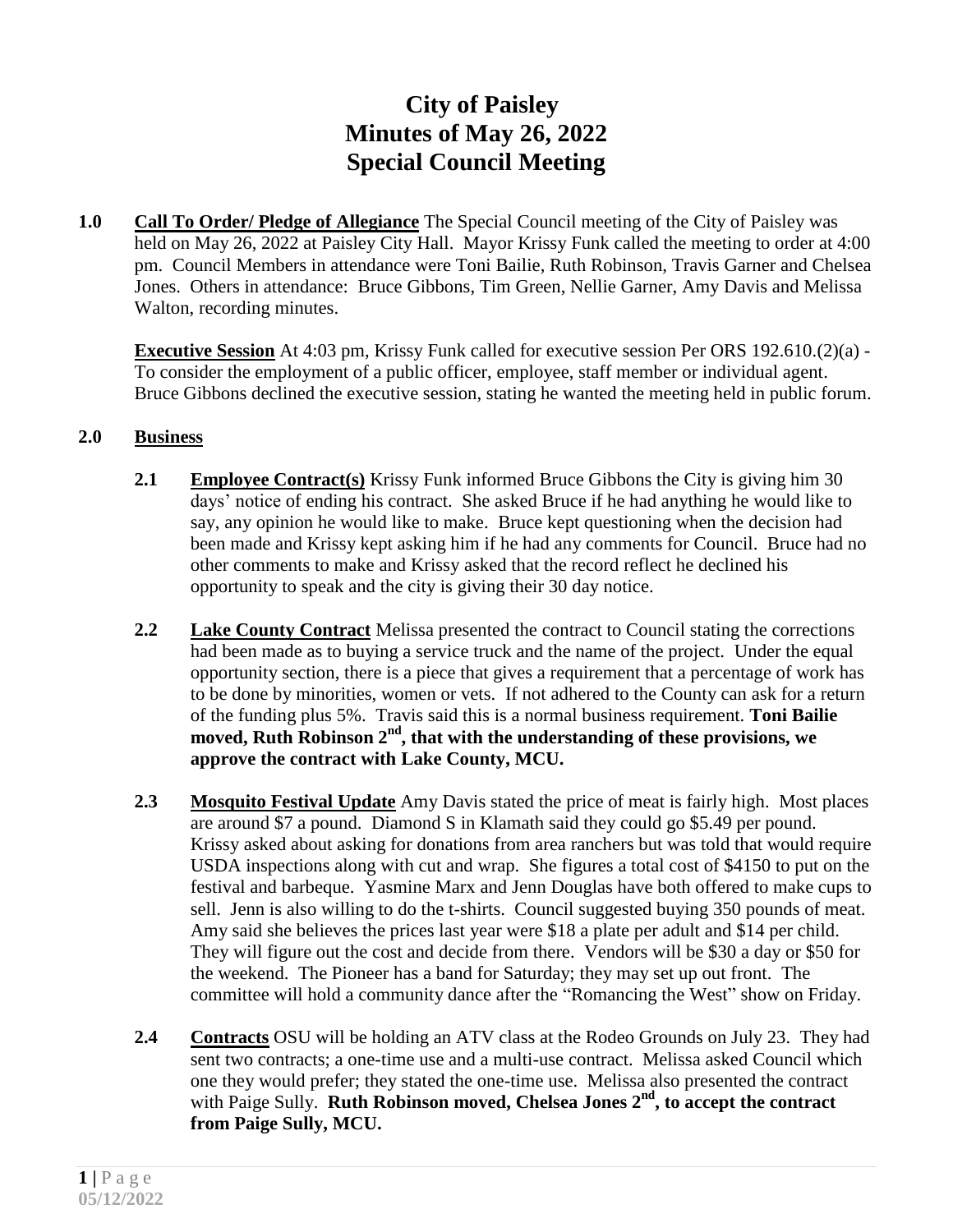# City of Paisley
# Minutes of May 26, 2022
# Special Council Meeting

**1.0 Call To Order/ Pledge of Allegiance** The Special Council meeting of the City of Paisley was held on May 26, 2022 at Paisley City Hall. Mayor Krissy Funk called the meeting to order at 4:00 pm. Council Members in attendance were Toni Bailie, Ruth Robinson, Travis Garner and Chelsea Jones. Others in attendance: Bruce Gibbons, Tim Green, Nellie Garner, Amy Davis and Melissa Walton, recording minutes.

**Executive Session** At 4:03 pm, Krissy Funk called for executive session Per ORS 192.610.(2)(a) - To consider the employment of a public officer, employee, staff member or individual agent. Bruce Gibbons declined the executive session, stating he wanted the meeting held in public forum.

## 2.0 Business

**2.1 Employee Contract(s)** Krissy Funk informed Bruce Gibbons the City is giving him 30 days' notice of ending his contract. She asked Bruce if he had anything he would like to say, any opinion he would like to make. Bruce kept questioning when the decision had been made and Krissy kept asking him if he had any comments for Council. Bruce had no other comments to make and Krissy asked that the record reflect he declined his opportunity to speak and the city is giving their 30 day notice.

**2.2 Lake County Contract** Melissa presented the contract to Council stating the corrections had been made as to buying a service truck and the name of the project. Under the equal opportunity section, there is a piece that gives a requirement that a percentage of work has to be done by minorities, women or vets. If not adhered to the County can ask for a return of the funding plus 5%. Travis said this is a normal business requirement. **Toni Bailie moved, Ruth Robinson 2nd, that with the understanding of these provisions, we approve the contract with Lake County, MCU.**

**2.3 Mosquito Festival Update** Amy Davis stated the price of meat is fairly high. Most places are around $7 a pound. Diamond S in Klamath said they could go $5.49 per pound. Krissy asked about asking for donations from area ranchers but was told that would require USDA inspections along with cut and wrap. She figures a total cost of $4150 to put on the festival and barbeque. Yasmine Marx and Jenn Douglas have both offered to make cups to sell. Jenn is also willing to do the t-shirts. Council suggested buying 350 pounds of meat. Amy said she believes the prices last year were $18 a plate per adult and $14 per child. They will figure out the cost and decide from there. Vendors will be $30 a day or $50 for the weekend. The Pioneer has a band for Saturday; they may set up out front. The committee will hold a community dance after the "Romancing the West" show on Friday.

**2.4 Contracts** OSU will be holding an ATV class at the Rodeo Grounds on July 23. They had sent two contracts; a one-time use and a multi-use contract. Melissa asked Council which one they would prefer; they stated the one-time use. Melissa also presented the contract with Paige Sully. **Ruth Robinson moved, Chelsea Jones 2nd, to accept the contract from Paige Sully, MCU.**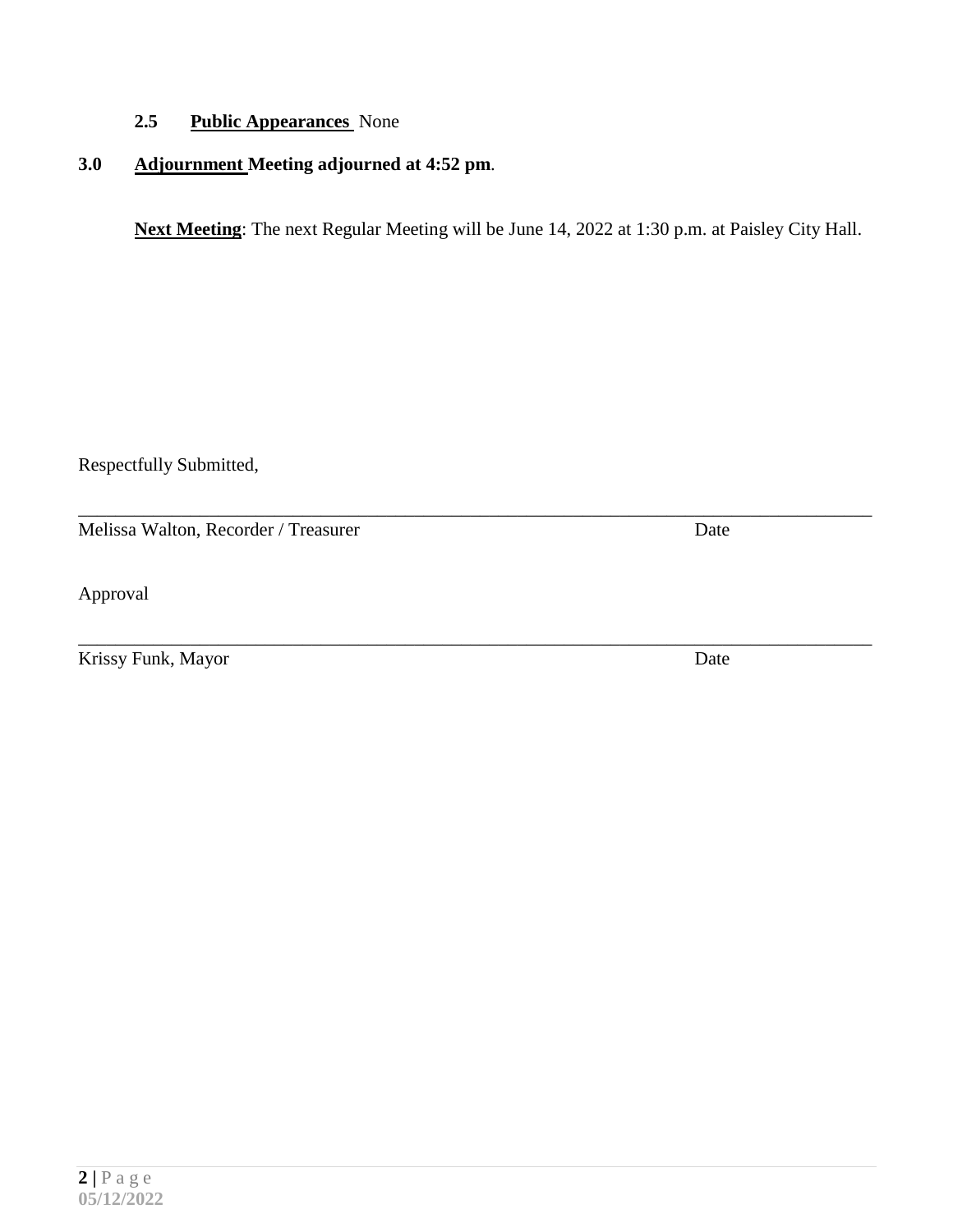**2.5 Public Appearances** None

**3.0 Adjournment Meeting adjourned at 4:52 pm**.

**Next Meeting**: The next Regular Meeting will be June 14, 2022 at 1:30 p.m. at Paisley City Hall.

Respectfully Submitted,

\_\_\_\_\_\_\_\_\_\_\_\_\_\_\_\_\_\_\_\_\_\_\_\_\_\_\_\_\_\_\_\_\_\_\_\_\_\_\_\_\_\_\_\_\_\_\_\_\_\_\_\_\_\_\_\_\_\_\_\_\_\_\_\_\_\_\_\_\_\_\_\_\_\_\_\_

Melissa Walton, Recorder / Treasurer Date

Approval

\_\_\_\_\_\_\_\_\_\_\_\_\_\_\_\_\_\_\_\_\_\_\_\_\_\_\_\_\_\_\_\_\_\_\_\_\_\_\_\_\_\_\_\_\_\_\_\_\_\_\_\_\_\_\_\_\_\_\_\_\_\_\_\_\_\_\_\_\_\_\_\_\_\_\_\_

Krissy Funk, Mayor Date